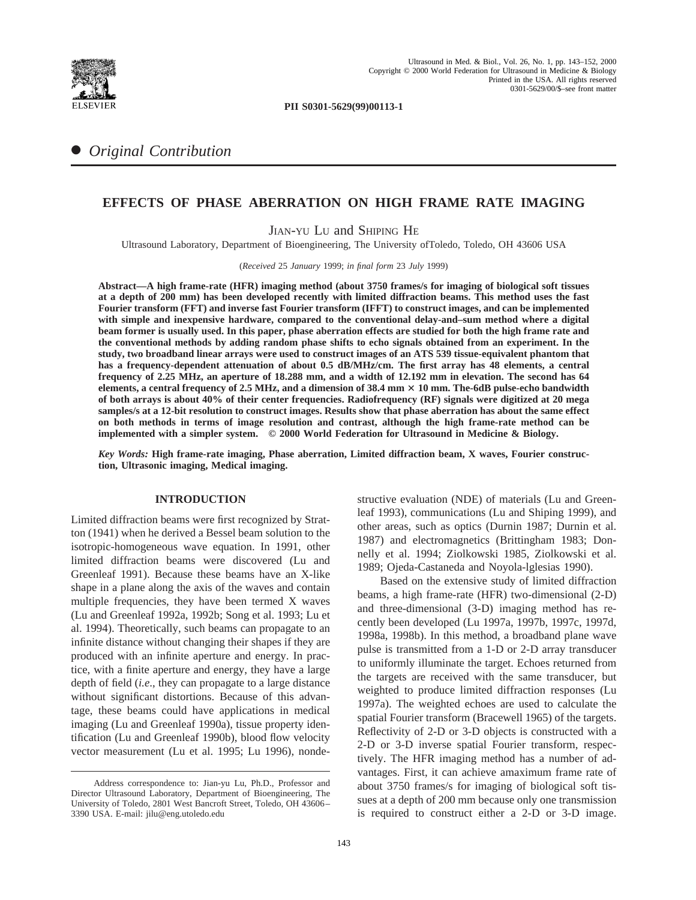PII S0301-5629(99)00113-1

● *Original Contribution*

# EFFECTS OF PHASE ABERRATION ON HIGH FRAME RATE IMAGING

Jian-yu Lu and Shiping He

Ultrasound Laboratory, Department of Bioengineering, The University ofToledo, Toledo, OH 43606 USA

(*Received* 25 *January* 1999; *in final form* 23 *July* 1999)

**Abstract—A high frame-rate (HFR) imaging method (about 3750 frames/s for imaging of biological soft tissues at a depth of 200 mm) has been developed recently with limited diffraction beams. This method uses the fast Fourier transform (FFT) and inverse fast Fourier transform (IFFT) to construct images, and can be implemented with simple and inexpensive hardware, compared to the conventional delay-and–sum method where a digital beam former is usually used. In this paper, phase aberration effects are studied for both the high frame rate and the conventional methods by adding random phase shifts to echo signals obtained from an experiment. In the study, two broadband linear arrays were used to construct images of an ATS 539 tissue-equivalent phantom that has a frequency-dependent attenuation of about 0.5 dB/MHz/cm. The first array has 48 elements, a central frequency of 2.25 MHz, an aperture of 18.288 mm, and a width of 12.192 mm in elevation. The second has 64 elements, a central frequency of 2.5 MHz, and a dimension of 38.4 mm × 10 mm. The-6dB pulse-echo bandwidth of both arrays is about 40% of their center frequencies. Radiofrequency (RF) signals were digitized at 20 mega samples/s at a 12-bit resolution to construct images. Results show that phase aberration has about the same effect on both methods in terms of image resolution and contrast, although the high frame-rate method can be implemented with a simpler system. © 2000 World Federation for Ultrasound in Medicine & Biology.**

*Key Words:* **High frame-rate imaging, Phase aberration, Limited diffraction beam, X waves, Fourier construction, Ultrasonic imaging, Medical imaging.**

## INTRODUCTION

Limited diffraction beams were first recognized by Stratton (1941) when he derived a Bessel beam solution to the isotropic-homogeneous wave equation. In 1991, other limited diffraction beams were discovered (Lu and Greenleaf 1991). Because these beams have an X-like shape in a plane along the axis of the waves and contain multiple frequencies, they have been termed X waves (Lu and Greenleaf 1992a, 1992b; Song et al. 1993; Lu et al. 1994). Theoretically, such beams can propagate to an infinite distance without changing their shapes if they are produced with an infinite aperture and energy. In practice, with a finite aperture and energy, they have a large depth of field (*i.e.*, they can propagate to a large distance without significant distortions. Because of this advantage, these beams could have applications in medical imaging (Lu and Greenleaf 1990a), tissue property identification (Lu and Greenleaf 1990b), blood flow velocity vector measurement (Lu et al. 1995; Lu 1996), nondestructive evaluation (NDE) of materials (Lu and Greenleaf 1993), communications (Lu and Shiping 1999), and other areas, such as optics (Durnin 1987; Durnin et al. 1987) and electromagnetics (Brittingham 1983; Donnelly et al. 1994; Ziolkowski 1985, Ziolkowski et al. 1989; Ojeda-Castaneda and Noyola-lglesias 1990).

Based on the extensive study of limited diffraction beams, a high frame-rate (HFR) two-dimensional (2-D) and three-dimensional (3-D) imaging method has recently been developed (Lu 1997a, 1997b, 1997c, 1997d, 1998a, 1998b). In this method, a broadband plane wave pulse is transmitted from a 1-D or 2-D array transducer to uniformly illuminate the target. Echoes returned from the targets are received with the same transducer, but weighted to produce limited diffraction responses (Lu 1997a). The weighted echoes are used to calculate the spatial Fourier transform (Bracewell 1965) of the targets. Reflectivity of 2-D or 3-D objects is constructed with a 2-D or 3-D inverse spatial Fourier transform, respectively. The HFR imaging method has a number of advantages. First, it can achieve amaximum frame rate of about 3750 frames/s for imaging of biological soft tissues at a depth of 200 mm because only one transmission is required to construct either a 2-D or 3-D image.

---

Address correspondence to: Jian-yu Lu, Ph.D., Professor and Director Ultrasound Laboratory, Department of Bioengineering, The University of Toledo, 2801 West Bancroft Street, Toledo, OH 43606–3390 USA. E-mail: jilu@eng.utoledo.edu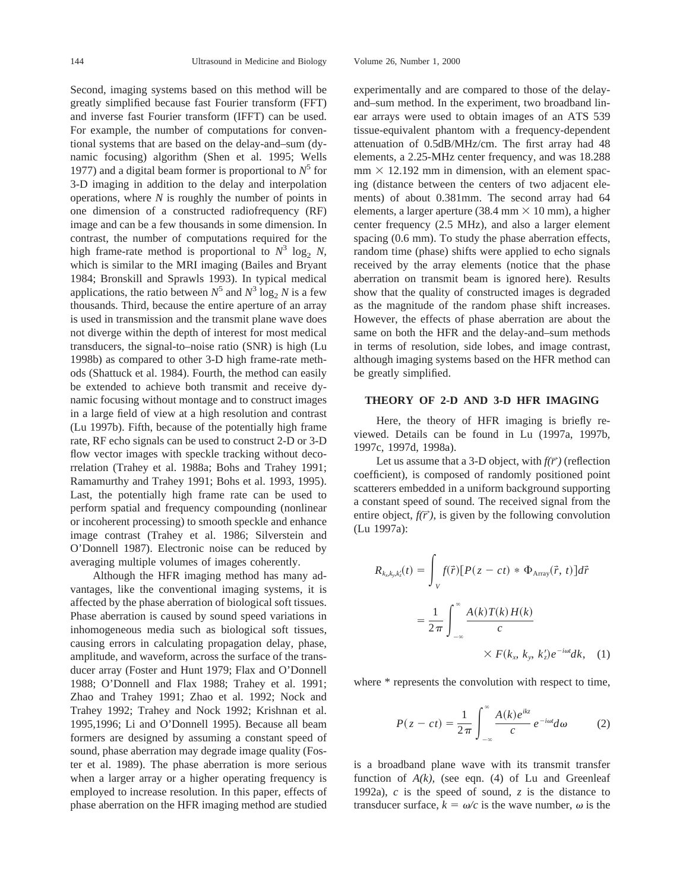Second, imaging systems based on this method will be greatly simplified because fast Fourier transform (FFT) and inverse fast Fourier transform (IFFT) can be used. For example, the number of computations for conventional systems that are based on the delay-and–sum (dynamic focusing) algorithm (Shen et al. 1995; Wells 1977) and a digital beam former is proportional to $N^5$ for 3-D imaging in addition to the delay and interpolation operations, where $N$ is roughly the number of points in one dimension of a constructed radiofrequency (RF) image and can be a few thousands in some dimension. In contrast, the number of computations required for the high frame-rate method is proportional to $N^3 \log_2 N$, which is similar to the MRI imaging (Bailes and Bryant 1984; Bronskill and Sprawls 1993). In typical medical applications, the ratio between $N^5$ and $N^3 \log_2 N$ is a few thousands. Third, because the entire aperture of an array is used in transmission and the transmit plane wave does not diverge within the depth of interest for most medical transducers, the signal-to–noise ratio (SNR) is high (Lu 1998b) as compared to other 3-D high frame-rate methods (Shattuck et al. 1984). Fourth, the method can easily be extended to achieve both transmit and receive dynamic focusing without montage and to construct images in a large field of view at a high resolution and contrast (Lu 1997b). Fifth, because of the potentially high frame rate, RF echo signals can be used to construct 2-D or 3-D flow vector images with speckle tracking without decorrelation (Trahey et al. 1988a; Bohs and Trahey 1991; Ramamurthy and Trahey 1991; Bohs et al. 1993, 1995). Last, the potentially high frame rate can be used to perform spatial and frequency compounding (nonlinear or incoherent processing) to smooth speckle and enhance image contrast (Trahey et al. 1986; Silverstein and O'Donnell 1987). Electronic noise can be reduced by averaging multiple volumes of images coherently.

Although the HFR imaging method has many advantages, like the conventional imaging systems, it is affected by the phase aberration of biological soft tissues. Phase aberration is caused by sound speed variations in inhomogeneous media such as biological soft tissues, causing errors in calculating propagation delay, phase, amplitude, and waveform, across the surface of the transducer array (Foster and Hunt 1979; Flax and O'Donnell 1988; O'Donnell and Flax 1988; Trahey et al. 1991; Zhao and Trahey 1991; Zhao et al. 1992; Nock and Trahey 1992; Trahey and Nock 1992; Krishnan et al. 1995,1996; Li and O'Donnell 1995). Because all beam formers are designed by assuming a constant speed of sound, phase aberration may degrade image quality (Foster et al. 1989). The phase aberration is more serious when a larger array or a higher operating frequency is employed to increase resolution. In this paper, effects of phase aberration on the HFR imaging method are studied experimentally and are compared to those of the delay-and–sum method. In the experiment, two broadband linear arrays were used to obtain images of an ATS 539 tissue-equivalent phantom with a frequency-dependent attenuation of 0.5dB/MHz/cm. The first array had 48 elements, a 2.25-MHz center frequency, and was 18.288 mm $\times$ 12.192 mm in dimension, with an element spacing (distance between the centers of two adjacent elements) of about 0.381mm. The second array had 64 elements, a larger aperture (38.4 mm $\times$ 10 mm), a higher center frequency (2.5 MHz), and also a larger element spacing (0.6 mm). To study the phase aberration effects, random time (phase) shifts were applied to echo signals received by the array elements (notice that the phase aberration on transmit beam is ignored here). Results show that the quality of constructed images is degraded as the magnitude of the random phase shift increases. However, the effects of phase aberration are about the same on both the HFR and the delay-and–sum methods in terms of resolution, side lobes, and image contrast, although imaging systems based on the HFR method can be greatly simplified.

## THEORY OF 2-D AND 3-D HFR IMAGING

Here, the theory of HFR imaging is briefly reviewed. Details can be found in Lu (1997a, 1997b, 1997c, 1997d, 1998a).

Let us assume that a 3-D object, with $f(\vec{r})$ (reflection coefficient), is composed of randomly positioned point scatterers embedded in a uniform background supporting a constant speed of sound. The received signal from the entire object, $f(\vec{r})$, is given by the following convolution (Lu 1997a):

$$R_{k_x,k_y,k_z'}(t) = \int_V f(\vec{r})[P(z - ct) * \Phi_{\text{Array}}(\vec{r}, t)]d\vec{r}$$

$$= \frac{1}{2\pi} \int_{-\infty}^{\infty} \frac{A(k)T(k)H(k)}{c} \times F(k_x, k_y, k_z')e^{-i\omega t}dk, \quad (1)$$

where * represents the convolution with respect to time,

$$P(z - ct) = \frac{1}{2\pi} \int_{-\infty}^{\infty} \frac{A(k)e^{ikz}}{c} e^{-i\omega t}d\omega \quad (2)$$

is a broadband plane wave with its transmit transfer function of $A(k)$, (see eqn. (4) of Lu and Greenleaf 1992a), $c$ is the speed of sound, $z$ is the distance to transducer surface, $k = \omega/c$ is the wave number, $\omega$ is the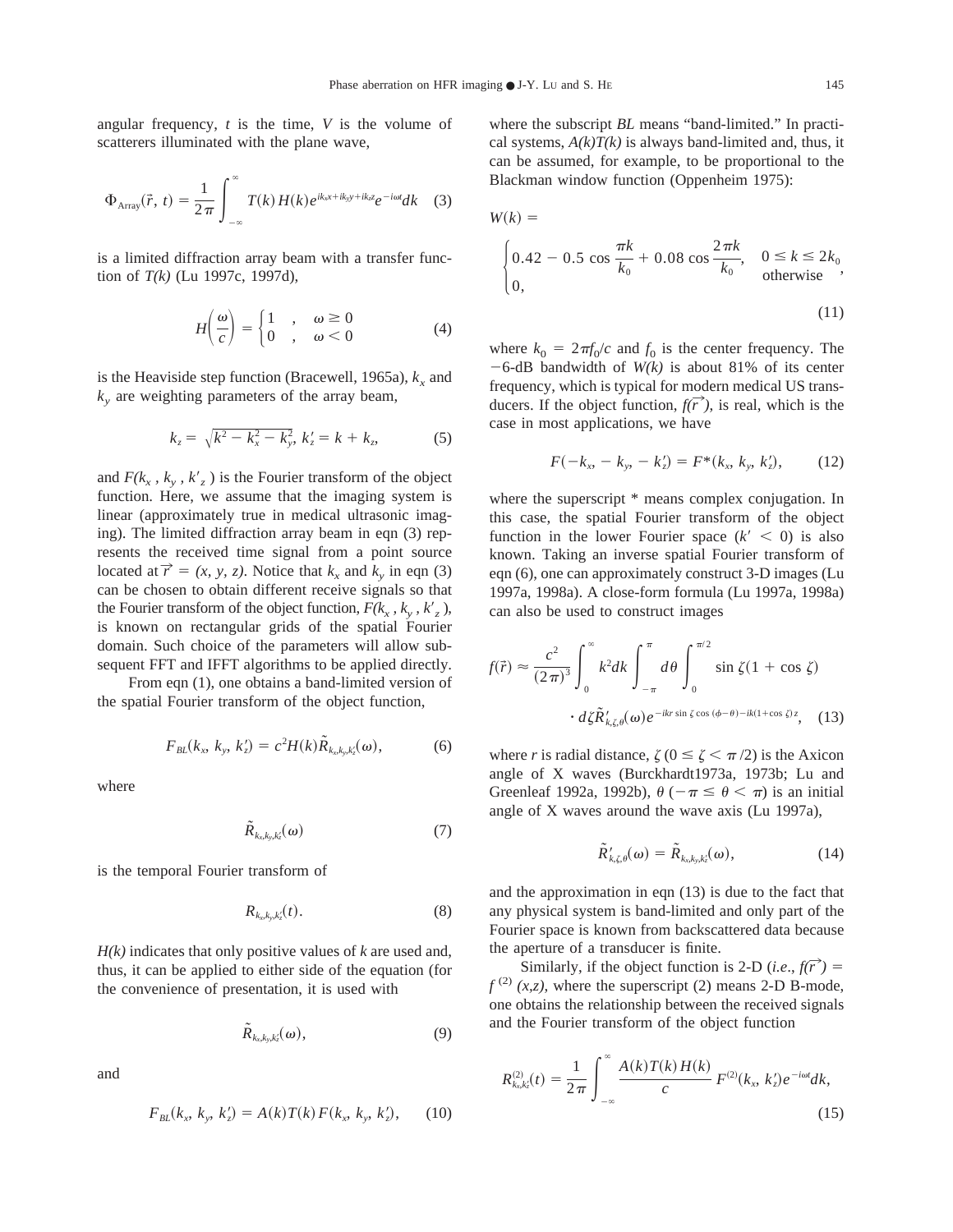angular frequency, $t$ is the time, $V$ is the volume of scatterers illuminated with the plane wave,

$$\Phi_{\text{Array}}(\vec{r}, t) = \frac{1}{2\pi}\int_{-\infty}^{\infty} T(k)\,H(k)e^{ik_x x + ik_y y + ik_z z}e^{-i\omega t}dk \quad (3)$$

is a limited diffraction array beam with a transfer function of $T(k)$ (Lu 1997c, 1997d),

$$H\left(\frac{\omega}{c}\right) = \begin{cases} 1 & , \quad \omega \geq 0 \\ 0 & , \quad \omega < 0 \end{cases} \quad (4)$$

is the Heaviside step function (Bracewell, 1965a), $k_x$ and $k_y$ are weighting parameters of the array beam,

$$k_z = \sqrt{k^2 - k_x^2 - k_y^2},\; k_z' = k + k_z, \quad (5)$$

and $F(k_x, k_y, k'_z)$ is the Fourier transform of the object function. Here, we assume that the imaging system is linear (approximately true in medical ultrasonic imaging). The limited diffraction array beam in eqn (3) represents the received time signal from a point source located at $\vec{r} = (x, y, z)$. Notice that $k_x$ and $k_y$ in eqn (3) can be chosen to obtain different receive signals so that the Fourier transform of the object function, $F(k_x, k_y, k'_z)$, is known on rectangular grids of the spatial Fourier domain. Such choice of the parameters will allow subsequent FFT and IFFT algorithms to be applied directly.

From eqn (1), one obtains a band-limited version of the spatial Fourier transform of the object function,

$$F_{BL}(k_x, k_y, k_z') = c^2 H(k)\tilde{R}_{k_x,k_y,k_z'}(\omega), \quad (6)$$

where

$$\tilde{R}_{k_x,k_y,k_z'}(\omega) \quad (7)$$

is the temporal Fourier transform of

$$R_{k_x,k_y,k_z'}(t). \quad (8)$$

$H(k)$ indicates that only positive values of $k$ are used and, thus, it can be applied to either side of the equation (for the convenience of presentation, it is used with

$$\tilde{R}_{k_x,k_y,k_z'}(\omega), \quad (9)$$

and

$$F_{BL}(k_x, k_y, k_z') = A(k)T(k)F(k_x, k_y, k_z'), \quad (10)$$

where the subscript $BL$ means "band-limited." In practical systems, $A(k)T(k)$ is always band-limited and, thus, it can be assumed, for example, to be proportional to the Blackman window function (Oppenheim 1975):

$$W(k) = \begin{cases} 0.42 - 0.5\cos\dfrac{\pi k}{k_0} + 0.08\cos\dfrac{2\pi k}{k_0}, & 0 \leq k \leq 2k_0 \\ 0, & \text{otherwise} \end{cases}, \quad (11)$$

where $k_0 = 2\pi f_0/c$ and $f_0$ is the center frequency. The $-6$-dB bandwidth of $W(k)$ is about 81% of its center frequency, which is typical for modern medical US transducers. If the object function, $f(\vec{r})$, is real, which is the case in most applications, we have

$$F(-k_x, -k_y, -k_z') = F^*(k_x, k_y, k_z'), \quad (12)$$

where the superscript * means complex conjugation. In this case, the spatial Fourier transform of the object function in the lower Fourier space ($k' < 0$) is also known. Taking an inverse spatial Fourier transform of eqn (6), one can approximately construct 3-D images (Lu 1997a, 1998a). A close-form formula (Lu 1997a, 1998a) can also be used to construct images

$$f(\vec{r}) \approx \frac{c^2}{(2\pi)^3}\int_0^{\infty} k^2 dk \int_{-\pi}^{\pi} d\theta \int_0^{\pi/2} \sin\zeta(1+\cos\zeta) \cdot d\zeta \tilde{R}'_{k,\zeta,\theta}(\omega)e^{-ikr\sin\zeta\cos(\phi-\theta) - ik(1+\cos\zeta)z}, \quad (13)$$

where $r$ is radial distance, $\zeta$ ($0 \leq \zeta < \pi/2$) is the Axicon angle of X waves (Burckhardt1973a, 1973b; Lu and Greenleaf 1992a, 1992b), $\theta$ ($-\pi \leq \theta < \pi$) is an initial angle of X waves around the wave axis (Lu 1997a),

$$\tilde{R}'_{k,\zeta,\theta}(\omega) = \tilde{R}_{k_x,k_y,k_z'}(\omega), \quad (14)$$

and the approximation in eqn (13) is due to the fact that any physical system is band-limited and only part of the Fourier space is known from backscattered data because the aperture of a transducer is finite.

Similarly, if the object function is 2-D (*i.e.*, $f(\vec{r}) = f^{(2)}(x,z)$, where the superscript (2) means 2-D B-mode, one obtains the relationship between the received signals and the Fourier transform of the object function

$$R^{(2)}_{k_x,k_z'}(t) = \frac{1}{2\pi}\int_{-\infty}^{\infty} \frac{A(k)T(k)H(k)}{c} F^{(2)}(k_x, k_z')e^{-i\omega t}dk, \quad (15)$$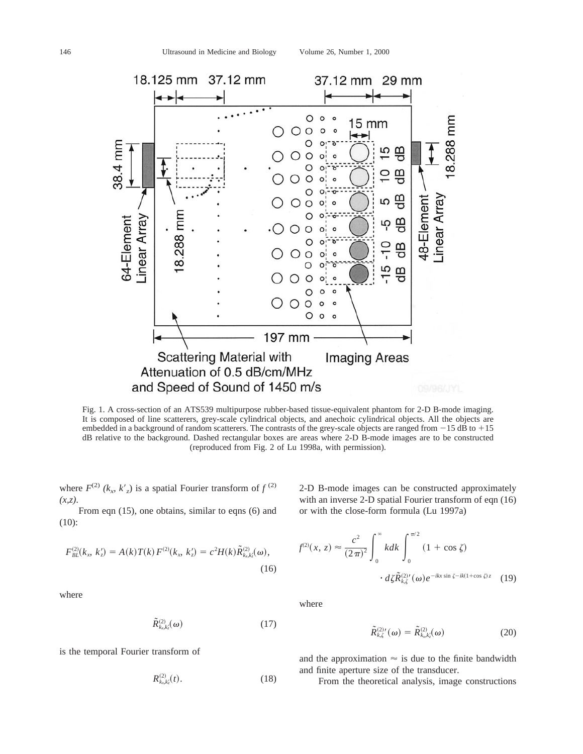Fig. 1. A cross-section of an ATS539 multipurpose rubber-based tissue-equivalent phantom for 2-D B-mode imaging. It is composed of line scatterers, grey-scale cylindrical objects, and anechoic cylindrical objects. All the objects are embedded in a background of random scatterers. The contrasts of the grey-scale objects are ranged from −15 dB to +15 dB relative to the background. Dashed rectangular boxes are areas where 2-D B-mode images are to be constructed (reproduced from Fig. 2 of Lu 1998a, with permission).

where $F^{(2)}(k_x, k'_z)$ is a spatial Fourier transform of $f^{(2)}(x,z)$.

From eqn (15), one obtains, similar to eqns (6) and (10):

$$F_{BL}^{(2)}(k_x, k'_z) = A(k)T(k)F^{(2)}(k_x, k'_z) = c^2 H(k)\tilde{R}_{k_x,k'_z}^{(2)}(\omega), \tag{16}$$

where

$$\tilde{R}_{k_x,k'_z}^{(2)}(\omega) \tag{17}$$

is the temporal Fourier transform of

$$R_{k_x,k'_z}^{(2)}(t). \tag{18}$$

2-D B-mode images can be constructed approximately with an inverse 2-D spatial Fourier transform of eqn (16) or with the close-form formula (Lu 1997a)

$$f^{(2)}(x, z) \approx \frac{c^2}{(2\pi)^2} \int_0^{\infty} kdk \int_0^{\pi/2} (1 + \cos\zeta) \cdot d\zeta \tilde{R}_{k,\zeta}^{(2)\prime}(\omega) e^{-ikx\sin\zeta - ik(1+\cos\zeta)z} \tag{19}$$

where

$$\tilde{R}_{k,\zeta}^{(2)\prime}(\omega) = \tilde{R}_{k_x,k'_z}^{(2)}(\omega) \tag{20}$$

and the approximation $\approx$ is due to the finite bandwidth and finite aperture size of the transducer.

From the theoretical analysis, image constructions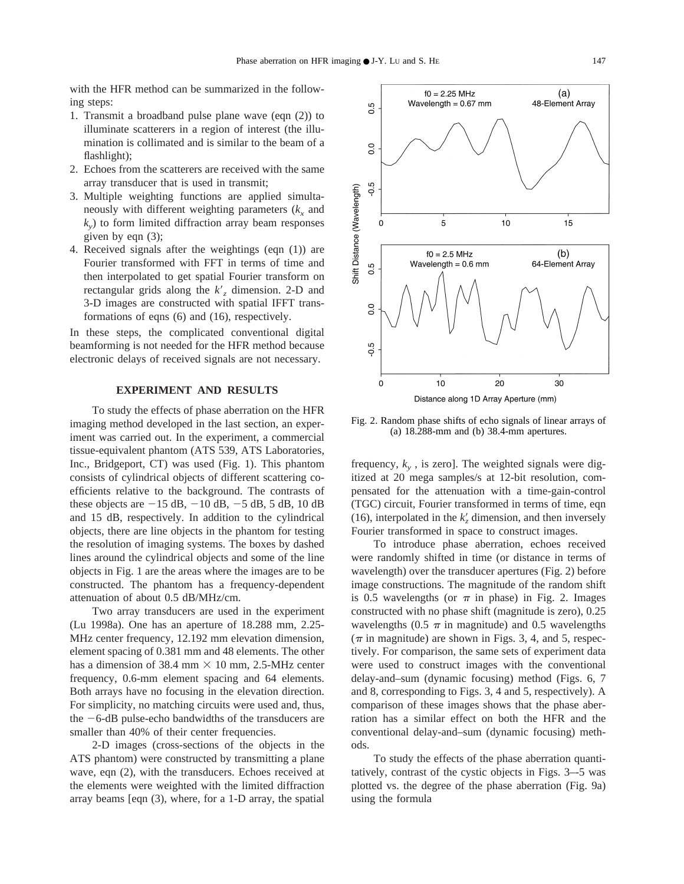with the HFR method can be summarized in the following steps:

1. Transmit a broadband pulse plane wave (eqn (2)) to illuminate scatterers in a region of interest (the illumination is collimated and is similar to the beam of a flashlight);
2. Echoes from the scatterers are received with the same array transducer that is used in transmit;
3. Multiple weighting functions are applied simultaneously with different weighting parameters ($k_x$ and $k_y$) to form limited diffraction array beam responses given by eqn (3);
4. Received signals after the weightings (eqn (1)) are Fourier transformed with FFT in terms of time and then interpolated to get spatial Fourier transform on rectangular grids along the $k'_z$ dimension. 2-D and 3-D images are constructed with spatial IFFT transformations of eqns (6) and (16), respectively.

In these steps, the complicated conventional digital beamforming is not needed for the HFR method because electronic delays of received signals are not necessary.

## EXPERIMENT AND RESULTS

To study the effects of phase aberration on the HFR imaging method developed in the last section, an experiment was carried out. In the experiment, a commercial tissue-equivalent phantom (ATS 539, ATS Laboratories, Inc., Bridgeport, CT) was used (Fig. 1). This phantom consists of cylindrical objects of different scattering coefficients relative to the background. The contrasts of these objects are −15 dB, −10 dB, −5 dB, 5 dB, 10 dB and 15 dB, respectively. In addition to the cylindrical objects, there are line objects in the phantom for testing the resolution of imaging systems. The boxes by dashed lines around the cylindrical objects and some of the line objects in Fig. 1 are the areas where the images are to be constructed. The phantom has a frequency-dependent attenuation of about 0.5 dB/MHz/cm.

Two array transducers are used in the experiment (Lu 1998a). One has an aperture of 18.288 mm, 2.25-MHz center frequency, 12.192 mm elevation dimension, element spacing of 0.381 mm and 48 elements. The other has a dimension of 38.4 mm × 10 mm, 2.5-MHz center frequency, 0.6-mm element spacing and 64 elements. Both arrays have no focusing in the elevation direction. For simplicity, no matching circuits were used and, thus, the −6-dB pulse-echo bandwidths of the transducers are smaller than 40% of their center frequencies.

2-D images (cross-sections of the objects in the ATS phantom) were constructed by transmitting a plane wave, eqn (2), with the transducers. Echoes received at the elements were weighted with the limited diffraction array beams [eqn (3), where, for a 1-D array, the spatial frequency, $k_y$, is zero]. The weighted signals were digitized at 20 mega samples/s at 12-bit resolution, compensated for the attenuation with a time-gain-control (TGC) circuit, Fourier transformed in terms of time, eqn (16), interpolated in the $k'_z$ dimension, and then inversely Fourier transformed in space to construct images.

Fig. 2. Random phase shifts of echo signals of linear arrays of (a) 18.288-mm and (b) 38.4-mm apertures.

To introduce phase aberration, echoes received were randomly shifted in time (or distance in terms of wavelength) over the transducer apertures (Fig. 2) before image constructions. The magnitude of the random shift is 0.5 wavelengths (or $\pi$ in phase) in Fig. 2. Images constructed with no phase shift (magnitude is zero), 0.25 wavelengths (0.5 $\pi$ in magnitude) and 0.5 wavelengths ($\pi$ in magnitude) are shown in Figs. 3, 4, and 5, respectively. For comparison, the same sets of experiment data were used to construct images with the conventional delay-and–sum (dynamic focusing) method (Figs. 6, 7 and 8, corresponding to Figs. 3, 4 and 5, respectively). A comparison of these images shows that the phase aberration has a similar effect on both the HFR and the conventional delay-and–sum (dynamic focusing) methods.

To study the effects of the phase aberration quantitatively, contrast of the cystic objects in Figs. 3–5 was plotted vs. the degree of the phase aberration (Fig. 9a) using the formula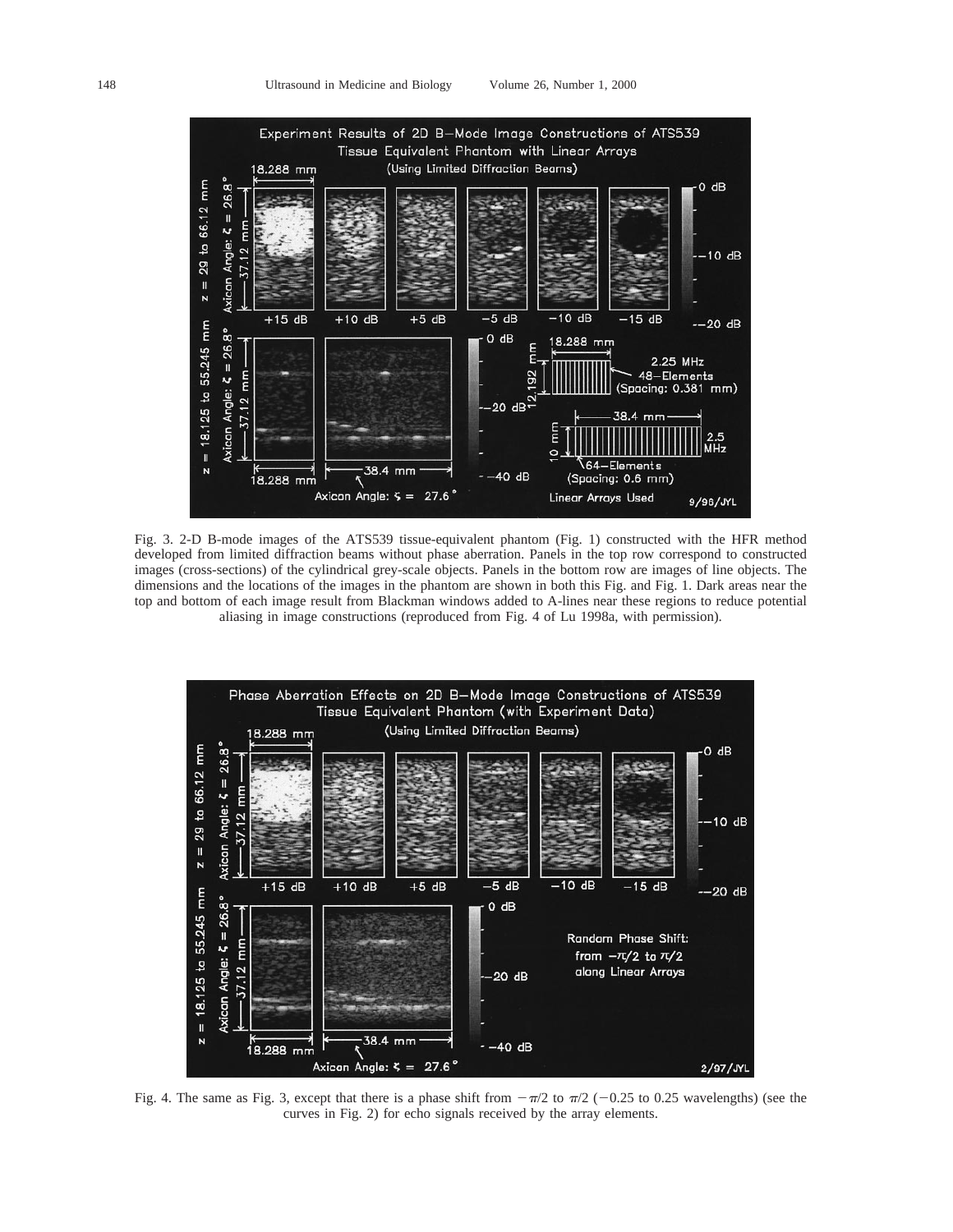Fig. 3. 2-D B-mode images of the ATS539 tissue-equivalent phantom (Fig. 1) constructed with the HFR method developed from limited diffraction beams without phase aberration. Panels in the top row correspond to constructed images (cross-sections) of the cylindrical grey-scale objects. Panels in the bottom row are images of line objects. The dimensions and the locations of the images in the phantom are shown in both this Fig. and Fig. 1. Dark areas near the top and bottom of each image result from Blackman windows added to A-lines near these regions to reduce potential aliasing in image constructions (reproduced from Fig. 4 of Lu 1998a, with permission).

Fig. 4. The same as Fig. 3, except that there is a phase shift from $-\pi/2$ to $\pi/2$ ($-0.25$ to $0.25$ wavelengths) (see the curves in Fig. 2) for echo signals received by the array elements.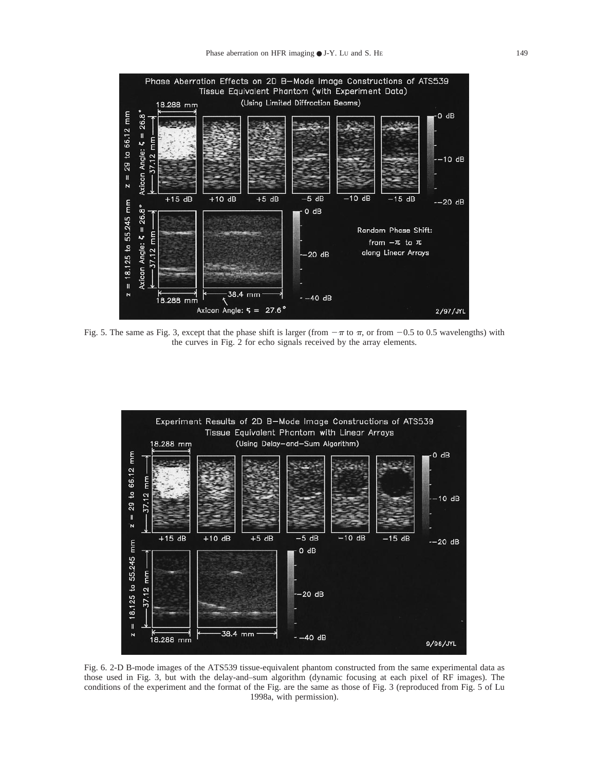Fig. 5. The same as Fig. 3, except that the phase shift is larger (from $-\pi$ to $\pi$, or from $-0.5$ to 0.5 wavelengths) with the curves in Fig. 2 for echo signals received by the array elements.

Fig. 6. 2-D B-mode images of the ATS539 tissue-equivalent phantom constructed from the same experimental data as those used in Fig. 3, but with the delay-and–sum algorithm (dynamic focusing at each pixel of RF images). The conditions of the experiment and the format of the Fig. are the same as those of Fig. 3 (reproduced from Fig. 5 of Lu 1998a, with permission).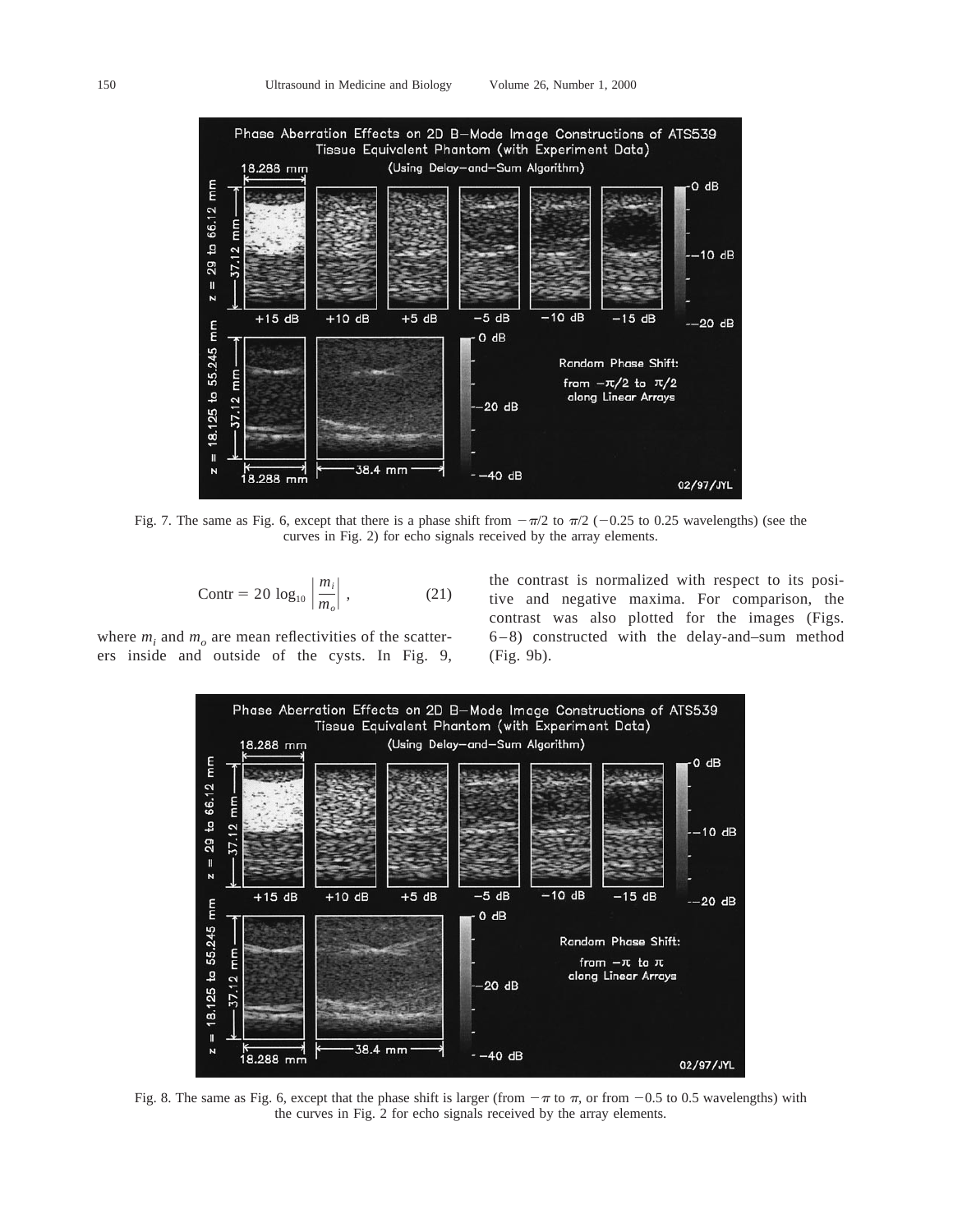Fig. 7. The same as Fig. 6, except that there is a phase shift from $-\pi/2$ to $\pi/2$ ($-0.25$ to 0.25 wavelengths) (see the curves in Fig. 2) for echo signals received by the array elements.

$$\text{Contr} = 20 \log_{10} \left| \frac{m_i}{m_o} \right| , \tag{21}$$

where $m_i$ and $m_o$ are mean reflectivities of the scatterers inside and outside of the cysts. In Fig. 9, the contrast is normalized with respect to its positive and negative maxima. For comparison, the contrast was also plotted for the images (Figs. 6–8) constructed with the delay-and–sum method (Fig. 9b).

Fig. 8. The same as Fig. 6, except that the phase shift is larger (from $-\pi$ to $\pi$, or from $-0.5$ to 0.5 wavelengths) with the curves in Fig. 2 for echo signals received by the array elements.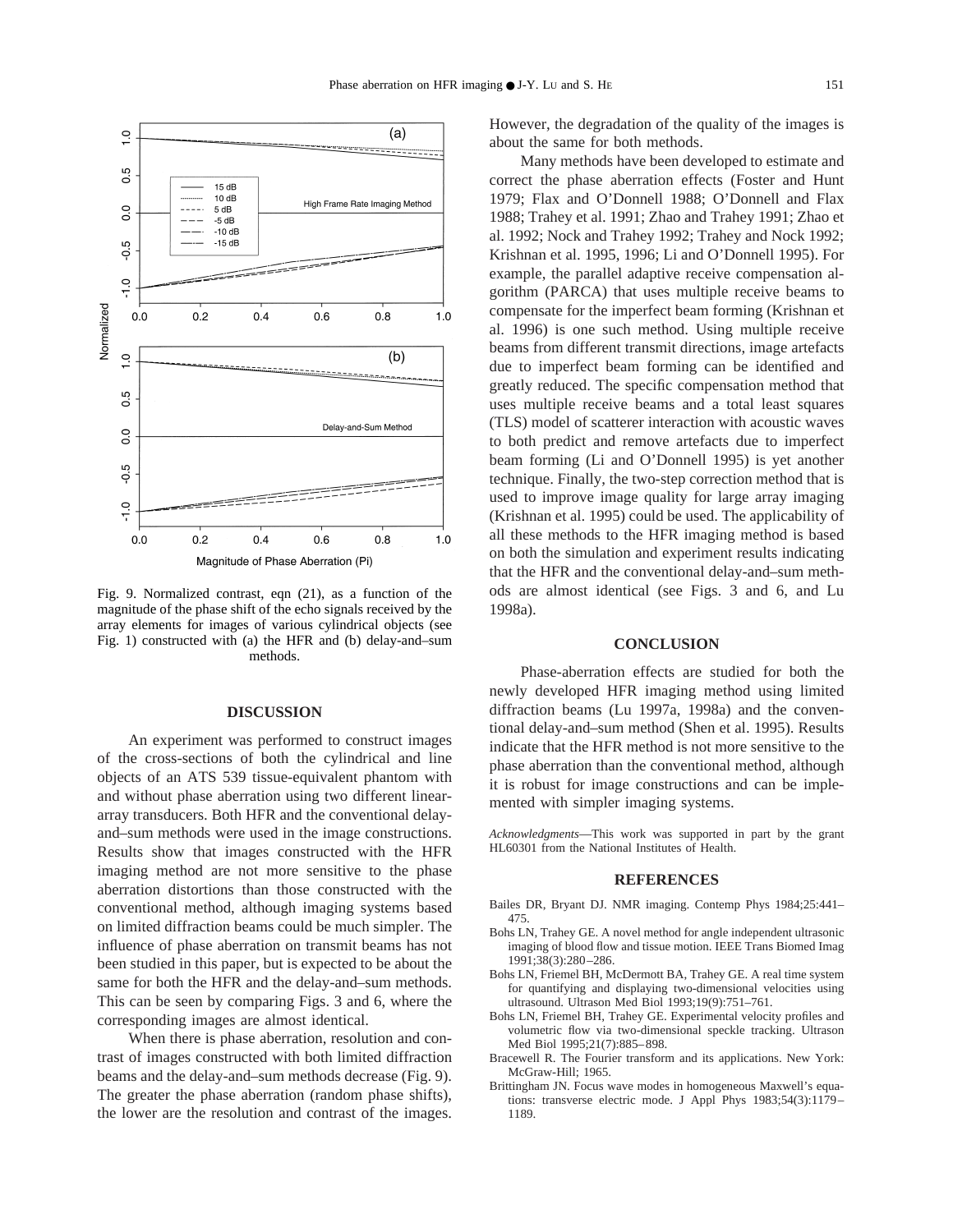Fig. 9. Normalized contrast, eqn (21), as a function of the magnitude of the phase shift of the echo signals received by the array elements for images of various cylindrical objects (see Fig. 1) constructed with (a) the HFR and (b) delay-and–sum methods.

## DISCUSSION

An experiment was performed to construct images of the cross-sections of both the cylindrical and line objects of an ATS 539 tissue-equivalent phantom with and without phase aberration using two different linear-array transducers. Both HFR and the conventional delay-and–sum methods were used in the image constructions. Results show that images constructed with the HFR imaging method are not more sensitive to the phase aberration distortions than those constructed with the conventional method, although imaging systems based on limited diffraction beams could be much simpler. The influence of phase aberration on transmit beams has not been studied in this paper, but is expected to be about the same for both the HFR and the delay-and–sum methods. This can be seen by comparing Figs. 3 and 6, where the corresponding images are almost identical.

When there is phase aberration, resolution and contrast of images constructed with both limited diffraction beams and the delay-and–sum methods decrease (Fig. 9). The greater the phase aberration (random phase shifts), the lower are the resolution and contrast of the images. However, the degradation of the quality of the images is about the same for both methods.

Many methods have been developed to estimate and correct the phase aberration effects (Foster and Hunt 1979; Flax and O'Donnell 1988; O'Donnell and Flax 1988; Trahey et al. 1991; Zhao and Trahey 1991; Zhao et al. 1992; Nock and Trahey 1992; Trahey and Nock 1992; Krishnan et al. 1995, 1996; Li and O'Donnell 1995). For example, the parallel adaptive receive compensation algorithm (PARCA) that uses multiple receive beams to compensate for the imperfect beam forming (Krishnan et al. 1996) is one such method. Using multiple receive beams from different transmit directions, image artefacts due to imperfect beam forming can be identified and greatly reduced. The specific compensation method that uses multiple receive beams and a total least squares (TLS) model of scatterer interaction with acoustic waves to both predict and remove artefacts due to imperfect beam forming (Li and O'Donnell 1995) is yet another technique. Finally, the two-step correction method that is used to improve image quality for large array imaging (Krishnan et al. 1995) could be used. The applicability of all these methods to the HFR imaging method is based on both the simulation and experiment results indicating that the HFR and the conventional delay-and–sum methods are almost identical (see Figs. 3 and 6, and Lu 1998a).

## CONCLUSION

Phase-aberration effects are studied for both the newly developed HFR imaging method using limited diffraction beams (Lu 1997a, 1998a) and the conventional delay-and–sum method (Shen et al. 1995). Results indicate that the HFR method is not more sensitive to the phase aberration than the conventional method, although it is robust for image constructions and can be implemented with simpler imaging systems.

*Acknowledgments*—This work was supported in part by the grant HL60301 from the National Institutes of Health.

## REFERENCES

- Bailes DR, Bryant DJ. NMR imaging. Contemp Phys 1984;25:441–475.
- Bohs LN, Trahey GE. A novel method for angle independent ultrasonic imaging of blood flow and tissue motion. IEEE Trans Biomed Imag 1991;38(3):280–286.
- Bohs LN, Friemel BH, McDermott BA, Trahey GE. A real time system for quantifying and displaying two-dimensional velocities using ultrasound. Ultrason Med Biol 1993;19(9):751–761.
- Bohs LN, Friemel BH, Trahey GE. Experimental velocity profiles and volumetric flow via two-dimensional speckle tracking. Ultrason Med Biol 1995;21(7):885–898.
- Bracewell R. The Fourier transform and its applications. New York: McGraw-Hill; 1965.
- Brittingham JN. Focus wave modes in homogeneous Maxwell's equations: transverse electric mode. J Appl Phys 1983;54(3):1179–1189.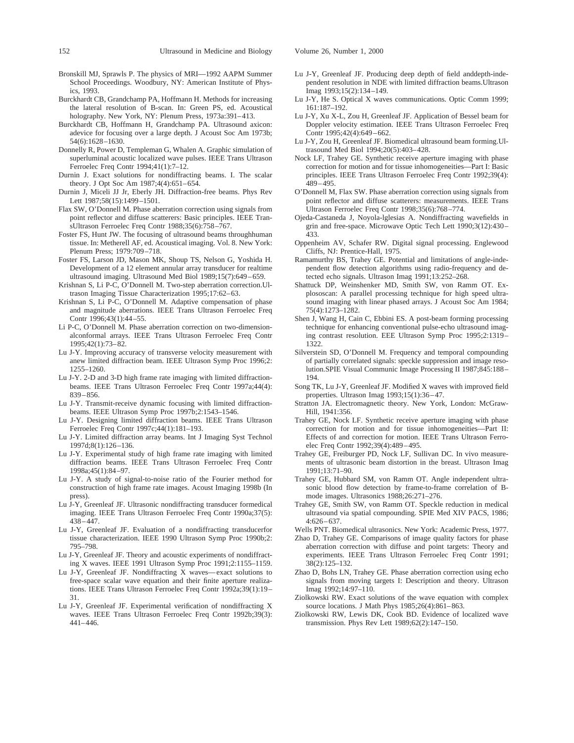Bronskill MJ, Sprawls P. The physics of MRI—1992 AAPM Summer School Proceedings. Woodbury, NY: American Institute of Physics, 1993.

Burckhardt CB, Grandchamp PA, Hoffmann H. Methods for increasing the lateral resolution of B-scan. In: Green PS, ed. Acoustical holography. New York, NY: Plenum Press, 1973a:391–413.

Burckhardt CB, Hoffmann H, Grandchamp PA. Ultrasound axicon: adevice for focusing over a large depth. J Acoust Soc Am 1973b; 54(6):1628–1630.

Donnelly R, Power D, Templeman G, Whalen A. Graphic simulation of superluminal acoustic localized wave pulses. IEEE Trans Ultrason Ferroelec Freq Contr 1994;41(1):7–12.

Durnin J. Exact solutions for nondiffracting beams. I. The scalar theory. J Opt Soc Am 1987;4(4):651–654.

Durnin J, Miceli JJ Jr, Eberly JH. Diffraction-free beams. Phys Rev Lett 1987;58(15):1499–1501.

Flax SW, O'Donnell M. Phase aberration correction using signals from point reflector and diffuse scatterers: Basic principles. IEEE TransUltrason Ferroelec Freq Contr 1988;35(6):758–767.

Foster FS, Hunt JW. The focusing of ultrasound beams throughhuman tissue. In: Metherell AF, ed. Acoustical imaging. Vol. 8. New York: Plenum Press; 1979:709–718.

Foster FS, Larson JD, Mason MK, Shoup TS, Nelson G, Yoshida H. Development of a 12 element annular array transducer for realtime ultrasound imaging. Ultrasound Med Biol 1989;15(7):649–659.

Krishnan S, Li P-C, O'Donnell M. Two-step aberration correction.Ultrason Imaging Tissue Characterization 1995;17:62–63.

Krishnan S, Li P-C, O'Donnell M. Adaptive compensation of phase and magnitude aberrations. IEEE Trans Ultrason Ferroelec Freq Contr 1996;43(1):44–55.

Li P-C, O'Donnell M. Phase aberration correction on two-dimensionalconformal arrays. IEEE Trans Ultrason Ferroelec Freq Contr 1995;42(1):73–82.

Lu J-Y. Improving accuracy of transverse velocity measurement with anew limited diffraction beam. IEEE Ultrason Symp Proc 1996;2: 1255–1260.

Lu J-Y. 2-D and 3-D high frame rate imaging with limited diffractionbeams. IEEE Trans Ultrason Ferroelec Freq Contr 1997a;44(4): 839–856.

Lu J-Y. Transmit-receive dynamic focusing with limited diffractionbeams. IEEE Ultrason Symp Proc 1997b;2:1543–1546.

Lu J-Y. Designing limited diffraction beams. IEEE Trans Ultrason Ferroelec Freq Contr 1997c;44(1):181–193.

Lu J-Y. Limited diffraction array beams. Int J Imaging Syst Technol 1997d;8(1):126–136.

Lu J-Y. Experimental study of high frame rate imaging with limited diffraction beams. IEEE Trans Ultrason Ferroelec Freq Contr 1998a;45(1):84–97.

Lu J-Y. A study of signal-to-noise ratio of the Fourier method for construction of high frame rate images. Acoust Imaging 1998b (In press).

Lu J-Y, Greenleaf JF. Ultrasonic nondiffracting transducer formedical imaging. IEEE Trans Ultrason Ferroelec Freq Contr 1990a;37(5): 438–447.

Lu J-Y, Greenleaf JF. Evaluation of a nondiffracting transducerfor tissue characterization. IEEE 1990 Ultrason Symp Proc 1990b;2: 795–798.

Lu J-Y, Greenleaf JF. Theory and acoustic experiments of nondiffracting X waves. IEEE 1991 Ultrason Symp Proc 1991;2:1155–1159.

Lu J-Y, Greenleaf JF. Nondiffracting X waves—exact solutions to free-space scalar wave equation and their finite aperture realizations. IEEE Trans Ultrason Ferroelec Freq Contr 1992a;39(1):19–31.

Lu J-Y, Greenleaf JF. Experimental verification of nondiffracting X waves. IEEE Trans Ultrason Ferroelec Freq Contr 1992b;39(3): 441–446.

Lu J-Y, Greenleaf JF. Producing deep depth of field anddepth-independent resolution in NDE with limited diffraction beams.Ultrason Imag 1993;15(2):134–149.

Lu J-Y, He S. Optical X waves communications. Optic Comm 1999; 161:187–192.

Lu J-Y, Xu X-L, Zou H, Greenleaf JF. Application of Bessel beam for Doppler velocity estimation. IEEE Trans Ultrason Ferroelec Freq Contr 1995;42(4):649–662.

Lu J-Y, Zou H, Greenleaf JF. Biomedical ultrasound beam forming.Ultrasound Med Biol 1994;20(5):403–428.

Nock LF, Trahey GE. Synthetic receive aperture imaging with phase correction for motion and for tissue inhomogeneities—Part I: Basic principles. IEEE Trans Ultrason Ferroelec Freq Contr 1992;39(4): 489–495.

O'Donnell M, Flax SW. Phase aberration correction using signals from point reflector and diffuse scatterers: measurements. IEEE Trans Ultrason Ferroelec Freq Contr 1998;35(6):768–774.

Ojeda-Castaneda J, Noyola-lglesias A. Nondiffracting wavefields in grin and free-space. Microwave Optic Tech Lett 1990;3(12):430–433.

Oppenheim AV, Schafer RW. Digital signal processing. Englewood Cliffs, NJ: Prentice-Hall, 1975.

Ramamurthy BS, Trahey GE. Potential and limitations of angle-independent flow detection algorithms using radio-frequency and detected echo signals. Ultrason Imag 1991;13:252–268.

Shattuck DP, Weinshenker MD, Smith SW, von Ramm OT. Explososcan: A parallel processing technique for high speed ultrasound imaging with linear phased arrays. J Acoust Soc Am 1984; 75(4):1273–1282.

Shen J, Wang H, Cain C, Ebbini ES. A post-beam forming processing technique for enhancing conventional pulse-echo ultrasound imaging contrast resolution. EEE Ultrason Symp Proc 1995;2:1319–1322.

Silverstein SD, O'Donnell M. Frequency and temporal compounding of partially correlated signals: speckle suppression and image resolution.SPIE Visual Communic Image Processing II 1987;845:188–194.

Song TK, Lu J-Y, Greenleaf JF. Modified X waves with improved field properties. Ultrason Imag 1993;15(1):36–47.

Stratton JA. Electromagnetic theory. New York, London: McGraw-Hill, 1941:356.

Trahey GE, Nock LF. Synthetic receive aperture imaging with phase correction for motion and for tissue inhomogeneities—Part II: Effects of and correction for motion. IEEE Trans Ultrason Ferroelec Freq Contr 1992;39(4):489–495.

Trahey GE, Freiburger PD, Nock LF, Sullivan DC. In vivo measurements of ultrasonic beam distortion in the breast. Ultrason Imag 1991;13:71–90.

Trahey GE, Hubbard SM, von Ramm OT. Angle independent ultrasonic blood flow detection by frame-to-frame correlation of B-mode images. Ultrasonics 1988;26:271–276.

Trahey GE, Smith SW, von Ramm OT. Speckle reduction in medical ultrasound via spatial compounding. SPIE Med XIV PACS, 1986; 4:626–637.

Wells PNT. Biomedical ultrasonics. New York: Academic Press, 1977.

Zhao D, Trahey GE. Comparisons of image quality factors for phase aberration correction with diffuse and point targets: Theory and experiments. IEEE Trans Ultrason Ferroelec Freq Contr 1991; 38(2):125–132.

Zhao D, Bohs LN, Trahey GE. Phase aberration correction using echo signals from moving targets I: Description and theory. Ultrason Imag 1992;14:97–110.

Ziolkowski RW. Exact solutions of the wave equation with complex source locations. J Math Phys 1985;26(4):861–863.

Ziolkowski RW, Lewis DK, Cook BD. Evidence of localized wave transmission. Phys Rev Lett 1989;62(2):147–150.